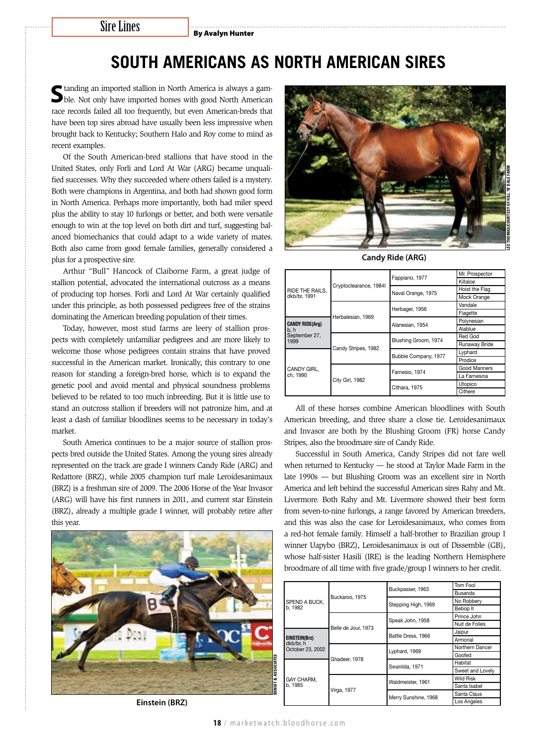Sire Lines

By Avalyn Hunter

# SOUTH AMERICANS AS NORTH AMERICAN SIRES

Standing an imported stallion in North America is always a gamble. Not only have imported horses with good North American race records failed all too frequently, but even American-breds that have been top sires abroad have usually been less impressive when brought back to Kentucky; Southern Halo and Roy come to mind as recent examples.

Of the South American-bred stallions that have stood in the United States, only Forli and Lord At War (ARG) became unqualified successes. Why they succeeded where others failed is a mystery. Both were champions in Argentina, and both had shown good form in North America. Perhaps more importantly, both had miler speed plus the ability to stay 10 furlongs or better, and both were versatile enough to win at the top level on both dirt and turf, suggesting balanced biomechanics that could adapt to a wide variety of mates. Both also came from good female families, generally considered a plus for a prospective sire.

Arthur "Bull" Hancock of Claiborne Farm, a great judge of stallion potential, advocated the international outcross as a means of producing top horses. Forli and Lord At War certainly qualified under this principle, as both possessed pedigrees free of the strains dominating the American breeding population of their times.

Today, however, most stud farms are leery of stallion prospects with completely unfamiliar pedigrees and are more likely to welcome those whose pedigrees contain strains that have proved successful in the American market. Ironically, this contrary to one reason for standing a foreign-bred horse, which is to expand the genetic pool and avoid mental and physical soundness problems believed to be related to too much inbreeding. But it is little use to stand an outcross stallion if breeders will not patronize him, and at least a dash of familiar bloodlines seems to be necessary in today's market.

South America continues to be a major source of stallion prospects bred outside the United States. Among the young sires already represented on the track are grade I winners Candy Ride (ARG) and Redattore (BRZ), while 2005 champion turf male Leroidesanimaux (BRZ) is a freshman sire of 2009. The 2006 Horse of the Year Invasor (ARG) will have his first runners in 2011, and current star Einstein (BRZ), already a multiple grade I winner, will probably retire after this year.

Einstein (BRZ)

Candy Ride (ARG)

| | | | |
|---|---|---|---|
| RIDE THE RAILS, dkb/br, 1991 | Cryptoclearance, 1984 | Fappiano, 1977 | Mr. Prospector |
| | | | Killaloe |
| | | Naval Orange, 1975 | Hoist the Flag |
| | | | Mock Orange |
| | Herbalesian, 1969 | Herbager, 1956 | Vandale |
| | | | Flagette |
| **CANDY RIDE(Arg)** b, h September 27, 1999 | | Alanesian, 1954 | Polynesian |
| | | | Alablue |
| CANDY GIRL, ch, 1990 | Candy Stripes, 1982 | Blushing Groom, 1974 | Red God |
| | | | Runaway Bride |
| | | Bubble Company, 1977 | Lyphard |
| | | | Prodice |
| | City Girl, 1982 | Farnesio, 1974 | Good Manners |
| | | | La Farnesina |
| | | Cithara, 1975 | Utopico |
| | | | Cithere |

All of these horses combine American bloodlines with South American breeding, and three share a close tie. Leroidesanimaux and Invasor are both by the Blushing Groom (FR) horse Candy Stripes, also the broodmare sire of Candy Ride.

Successful in South America, Candy Stripes did not fare well when returned to Kentucky — he stood at Taylor Made Farm in the late 1990s — but Blushing Groom was an excellent sire in North America and left behind the successful American sires Rahy and Mt. Livermore. Both Rahy and Mt. Livermore showed their best form from seven-to-nine furlongs, a range favored by American breeders, and this was also the case for Leroidesanimaux, who comes from a red-hot female family. Himself a half-brother to Brazilian group I winner Uapybo (BRZ), Leroidesanimaux is out of Dissemble (GB), whose half-sister Hasili (IRE) is the leading Northern Hemisphere broodmare of all time with five grade/group I winners to her credit.

| | | | |
|---|---|---|---|
| SPEND A BUCK, b, 1982 | Buckaroo, 1975 | Buckpasser, 1963 | Tom Fool |
| | | | Busanda |
| | | Stepping High, 1969 | No Robbery |
| | | | Bebop II |
| | Belle de Jour, 1973 | Speak John, 1958 | Prince John |
| | | | Nuit de Folies |
| **EINSTEIN(Brz)** dkb/br, h October 23, 2002 | | Battle Dress, 1966 | Jaipur |
| | | | Armorial |
| GAY CHARM, b, 1985 | Ghadeer, 1978 | Lyphard, 1969 | Northern Dancer |
| | | | Goofed |
| | | Swanilda, 1971 | Habitat |
| | | | Sweet and Lovely |
| | Virga, 1977 | Waldmeister, 1961 | Wild Risk |
| | | | Santa Isabel |
| | | Merry Sunshine, 1968 | Santa Claus |
| | | | Los Angeles |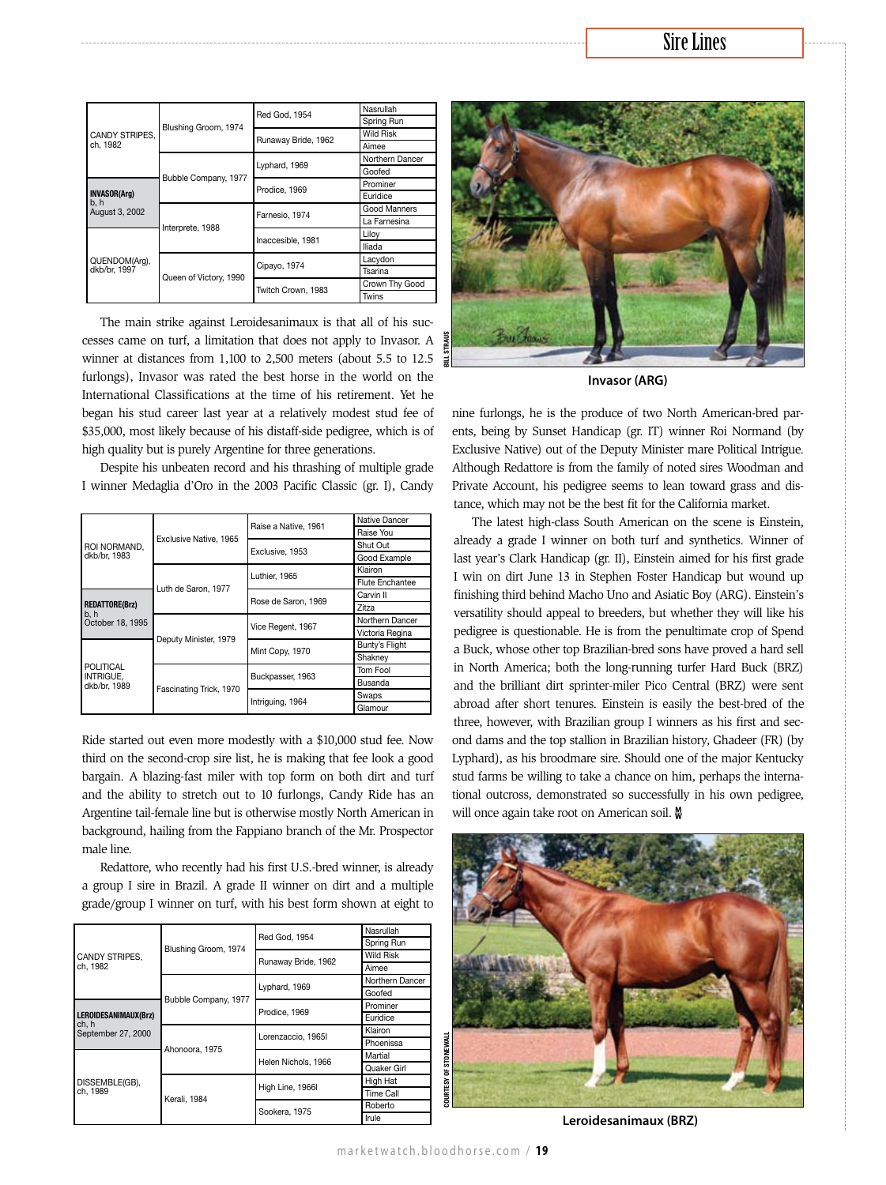| | | | |
|---|---|---|---|
| CANDY STRIPES, ch, 1982 | Blushing Groom, 1974 | Red God, 1954 | Nasrullah |
| | | | Spring Run |
| | | Runaway Bride, 1962 | Wild Risk |
| | | | Aimee |
| | Bubble Company, 1977 | Lyphard, 1969 | Northern Dancer |
| | | | Goofed |
| | | Prodice, 1969 | Prominer |
| | | | Euridice |
| **INVASOR(Arg)** b, h August 3, 2002 | | | |
| QUENDOM(Arg), dkb/br, 1997 | Interprete, 1988 | Farnesio, 1974 | Good Manners |
| | | | La Farnesina |
| | | Inaccesible, 1981 | Liloy |
| | | | Iliada |
| | Queen of Victory, 1990 | Cipayo, 1974 | Lacydon |
| | | | Tsarina |
| | | Twitch Crown, 1983 | Crown Thy Good |
| | | | Twins |

The main strike against Leroidesanimaux is that all of his successes came on turf, a limitation that does not apply to Invasor. A winner at distances from 1,100 to 2,500 meters (about 5.5 to 12.5 furlongs), Invasor was rated the best horse in the world on the International Classifications at the time of his retirement. Yet he began his stud career last year at a relatively modest stud fee of $35,000, most likely because of his distaff-side pedigree, which is of high quality but is purely Argentine for three generations.

Despite his unbeaten record and his thrashing of multiple grade I winner Medaglia d'Oro in the 2003 Pacific Classic (gr. I), Candy Ride started out even more modestly with a $10,000 stud fee. Now third on the second-crop sire list, he is making that fee look a good bargain. A blazing-fast miler with top form on both dirt and turf and the ability to stretch out to 10 furlongs, Candy Ride has an Argentine tail-female line but is otherwise mostly North American in background, hailing from the Fappiano branch of the Mr. Prospector male line.

| | | | |
|---|---|---|---|
| ROI NORMAND, dkb/br, 1983 | Exclusive Native, 1965 | Raise a Native, 1961 | Native Dancer |
| | | | Raise You |
| | | Exclusive, 1953 | Shut Out |
| | | | Good Example |
| | Luth de Saron, 1977 | Luthier, 1965 | Klairon |
| | | | Flute Enchantee |
| | | Rose de Saron, 1969 | Carvin II |
| | | | Zitza |
| **REDATTORE(Brz)** b, h October 18, 1995 | | | |
| POLITICAL INTRIGUE, dkb/br, 1989 | Deputy Minister, 1979 | Vice Regent, 1967 | Northern Dancer |
| | | | Victoria Regina |
| | | Mint Copy, 1970 | Bunty's Flight |
| | | | Shakney |
| | Fascinating Trick, 1970 | Buckpasser, 1963 | Tom Fool |
| | | | Busanda |
| | | Intriguing, 1964 | Swaps |
| | | | Glamour |

Redattore, who recently had his first U.S.-bred winner, is already a group I sire in Brazil. A grade II winner on dirt and a multiple grade/group I winner on turf, with his best form shown at eight to nine furlongs, he is the produce of two North American-bred parents, being by Sunset Handicap (gr. IT) winner Roi Normand (by Exclusive Native) out of the Deputy Minister mare Political Intrigue. Although Redattore is from the family of noted sires Woodman and Private Account, his pedigree seems to lean toward grass and distance, which may not be the best fit for the California market.

| | | | |
|---|---|---|---|
| CANDY STRIPES, ch, 1982 | Blushing Groom, 1974 | Red God, 1954 | Nasrullah |
| | | | Spring Run |
| | | Runaway Bride, 1962 | Wild Risk |
| | | | Aimee |
| | Bubble Company, 1977 | Lyphard, 1969 | Northern Dancer |
| | | | Goofed |
| | | Prodice, 1969 | Prominer |
| | | | Euridice |
| **LEROIDESANIMAUX(Brz)** ch, h September 27, 2000 | | | |
| DISSEMBLE(GB), ch, 1989 | Ahonoora, 1975 | Lorenzaccio, 1965I | Klairon |
| | | | Phoenissa |
| | | Helen Nichols, 1966 | Martial |
| | | | Quaker Girl |
| | Kerali, 1984 | High Line, 1966I | High Hat |
| | | | Time Call |
| | | Sookera, 1975 | Roberto |
| | | | Irule |

BILL STRAUS

Invasor (ARG)

The latest high-class South American on the scene is Einstein, already a grade I winner on both turf and synthetics. Winner of last year's Clark Handicap (gr. II), Einstein aimed for his first grade I win on dirt June 13 in Stephen Foster Handicap but wound up finishing third behind Macho Uno and Asiatic Boy (ARG). Einstein's versatility should appeal to breeders, but whether they will like his pedigree is questionable. He is from the penultimate crop of Spend a Buck, whose other top Brazilian-bred sons have proved a hard sell in North America; both the long-running turfer Hard Buck (BRZ) and the brilliant dirt sprinter-miler Pico Central (BRZ) were sent abroad after short tenures. Einstein is easily the best-bred of the three, however, with Brazilian group I winners as his first and second dams and the top stallion in Brazilian history, Ghadeer (FR) (by Lyphard), as his broodmare sire. Should one of the major Kentucky stud farms be willing to take a chance on him, perhaps the international outcross, demonstrated so successfully in his own pedigree, will once again take root on American soil.

COURTESY OF STONEWALL

Leroidesanimaux (BRZ)